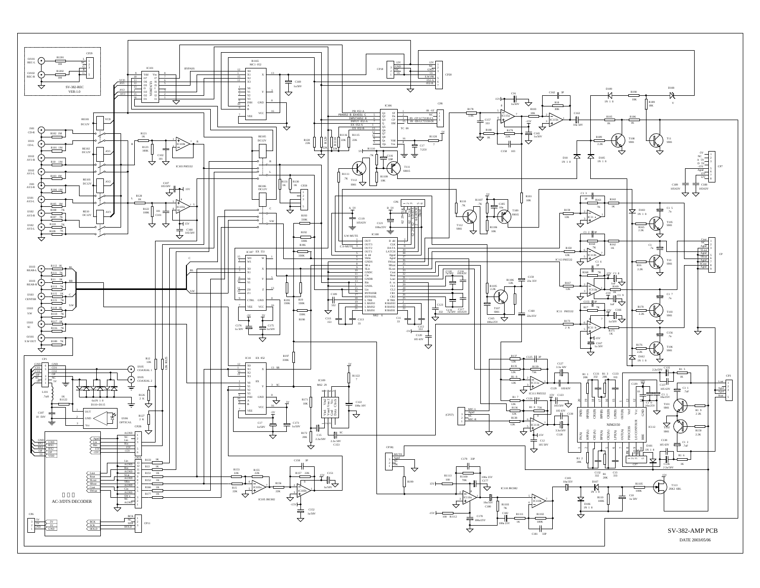SV-382-AMP PCB

DATE 2003/05/06

SV-382-REC
VER:1.0

AC-3/DTS DECODER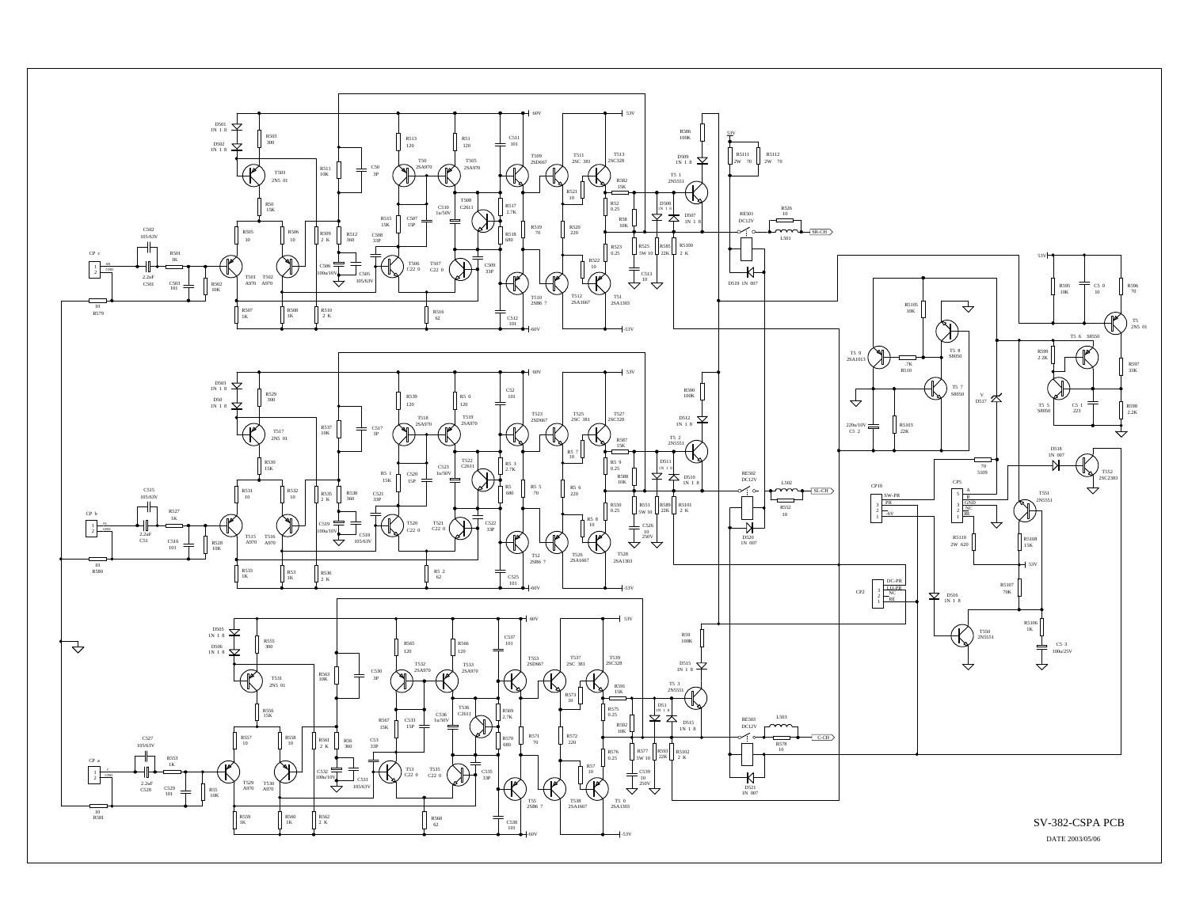SV-382-CSPA PCB

DATE 2003/05/06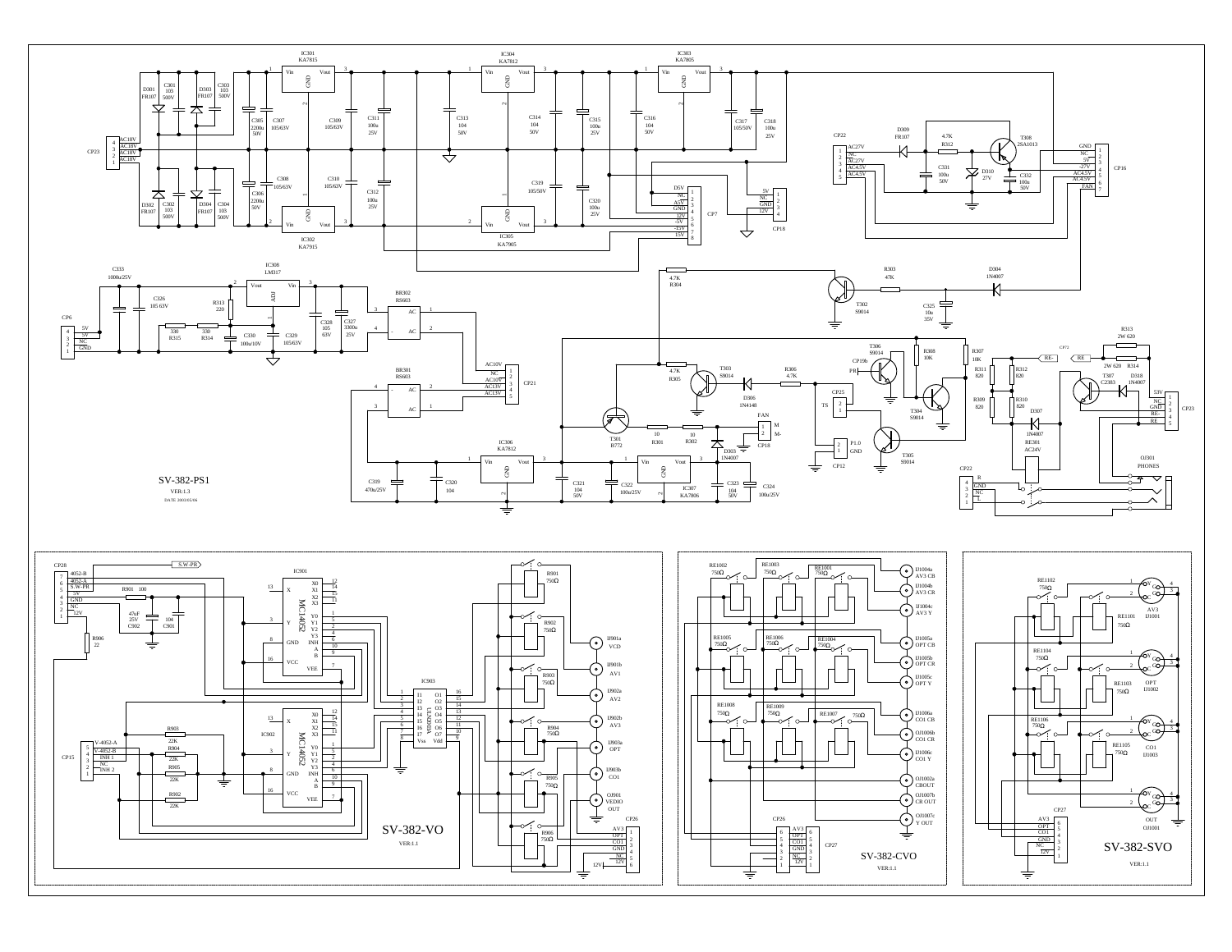SV-382-PS1

VER:1.3

DATE 2003/05/06

SV-382-VO

VER:1.1

SV-382-CVO

VER:1.1

SV-382-SVO

VER:1.1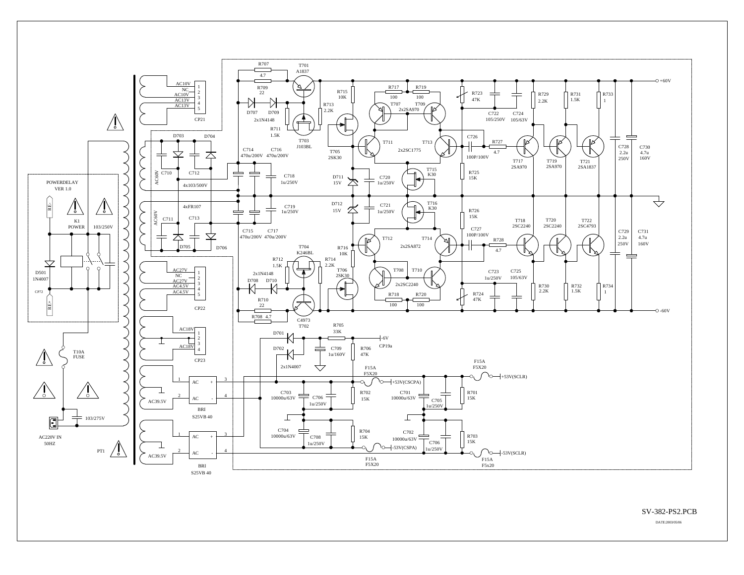SV-382-PS2.PCB

DATE:2003/05/06

POWERDELAY VER 1.0

RE- RE+ K1 POWER 103/250V D501 1N4007 CP72

T10A FUSE

AC220V IN 50HZ

103/275V

PT1

CP21: AC10V, NC, AC10V, AC13V, AC13V (1, 2, 3, 4, 5)

D703 D704 C710 C712 4x103/500V AC60V

4xFR107

AC60V C711 C713 D705 D706

CP22: AC27V, NC, AC27V, AC4.5V, AC4.5V (1, 2, 3, 4, 5)

CP23: AC18V, AC18V (1, 2, 3, 4)

AC39.5V BRI S25VB 40 (1 AC, 2 AC, 3 +, 4 -)

AC39.5V BRI S25VB 40 (1 AC, 2 AC, 3 +, 4 -)

R707 4.7 R709 22 T701 A1837 D707 D709 2x1N4148 R711 1.5K T703 J103BL R713 2.2K

C714 470u/200V C716 470u/200V C718 1u/250V

C715 470u/200V C717 470u/200V C719 1u/250V

R715 10K T705 2SK30 D711 15V C720 1u/250V D712 15V C721 1u/250V R716 10K T706 2SK30

R717 100 R719 100 T707 T709 2x2SA970 T711 T713 2x2SC1775 T715 K30 T716 K30

T712 T714 2x2SA872 T708 T710 2x2SC2240 R718 100 R720 100

T704 K246BL R712 1.5K R714 2.2K 2x1N4148 D708 D710 R710 22 R708 4.7 C4973 T702

R723 47K C722 105/250V C724 105/63V C726 100P/100V R727 4.7 R725 15K

R726 15K C727 100P/100V R728 4.7 C723 1u/250V C725 105/63V R724 47K

R729 2.2K R731 1.5K R733 1 T717 2SA970 T719 2SA970 T721 2SA1837

T718 2SC2240 T720 2SC2240 T722 2SC4793 R730 2.2K R732 1.5K R734 1

C728 2.2u 250V C730 4.7u 160V C729 2.2u 250V C731 4.7u 160V

+60V

-60V

D701 D702 2x1N4007 R705 33K C709 1u/160V R706 47K -6V CP19a

F15A F5X20 +53V(CSCPA)

F15A F5X20 +53V(SCLR)

C703 10000u/63V C706 1u/250V R702 15K C701 10000u/63V C705 1u/250V R701 15K

C704 10000u/63V C708 1u/250V R704 15K C702 10000u/63V C706 1u/250V R703 15K

F15A F5X20 -53V(CSPA)

F15A F5x20 -53V(SCLR)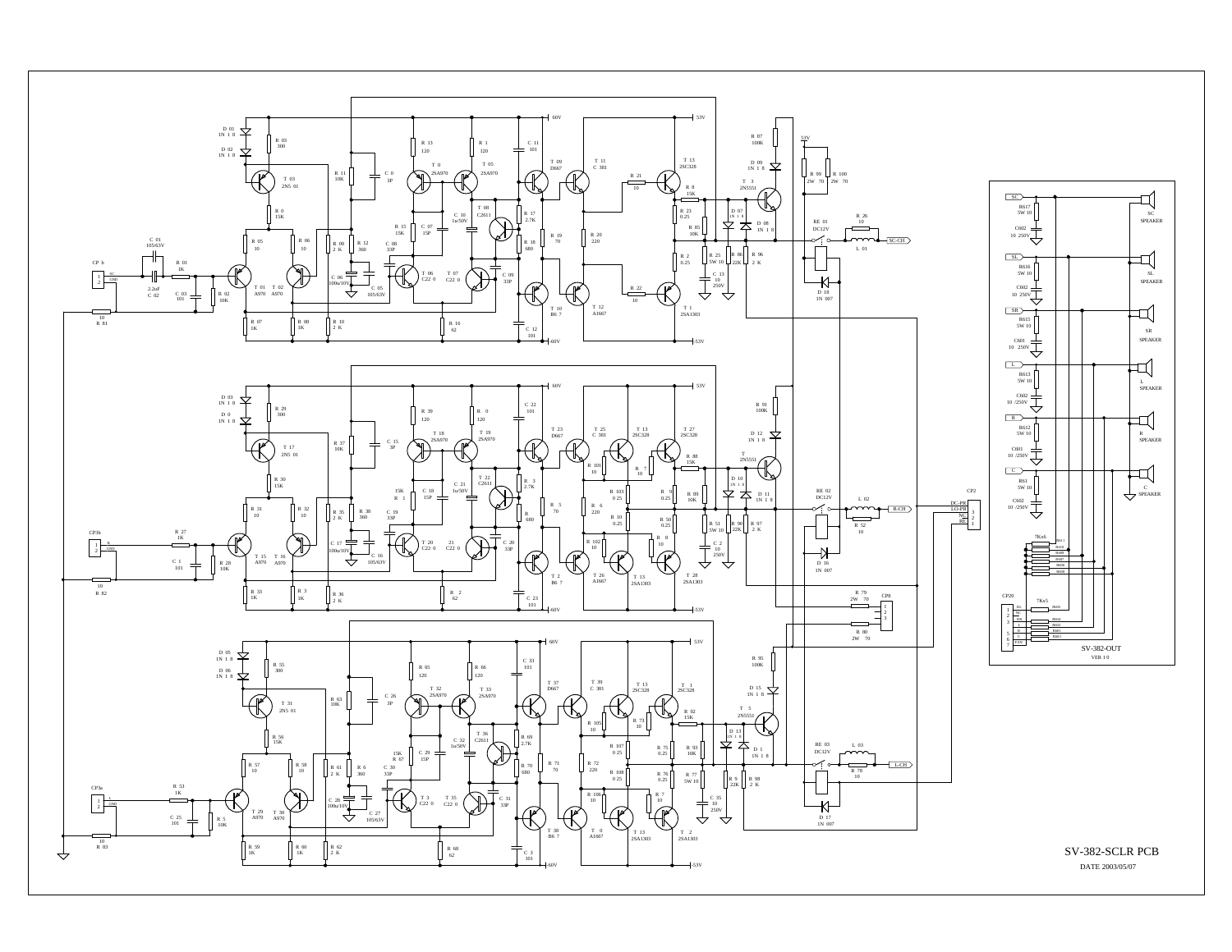SV-382-SCLR PCB

DATE 2003/05/07

SV-382-OUT

VER 1.0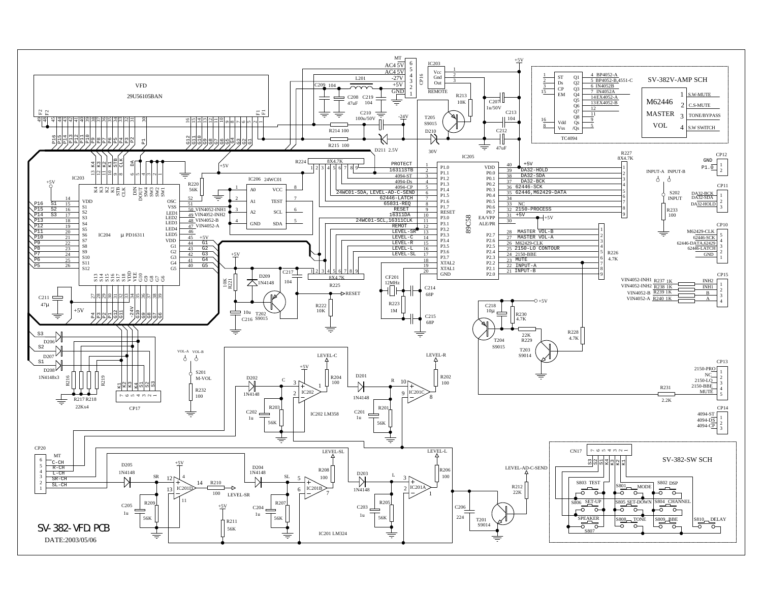SV-382-VFD.PCB

DATE:2003/05/06

SV-382V-AMP SCH

SV-382-SW SCH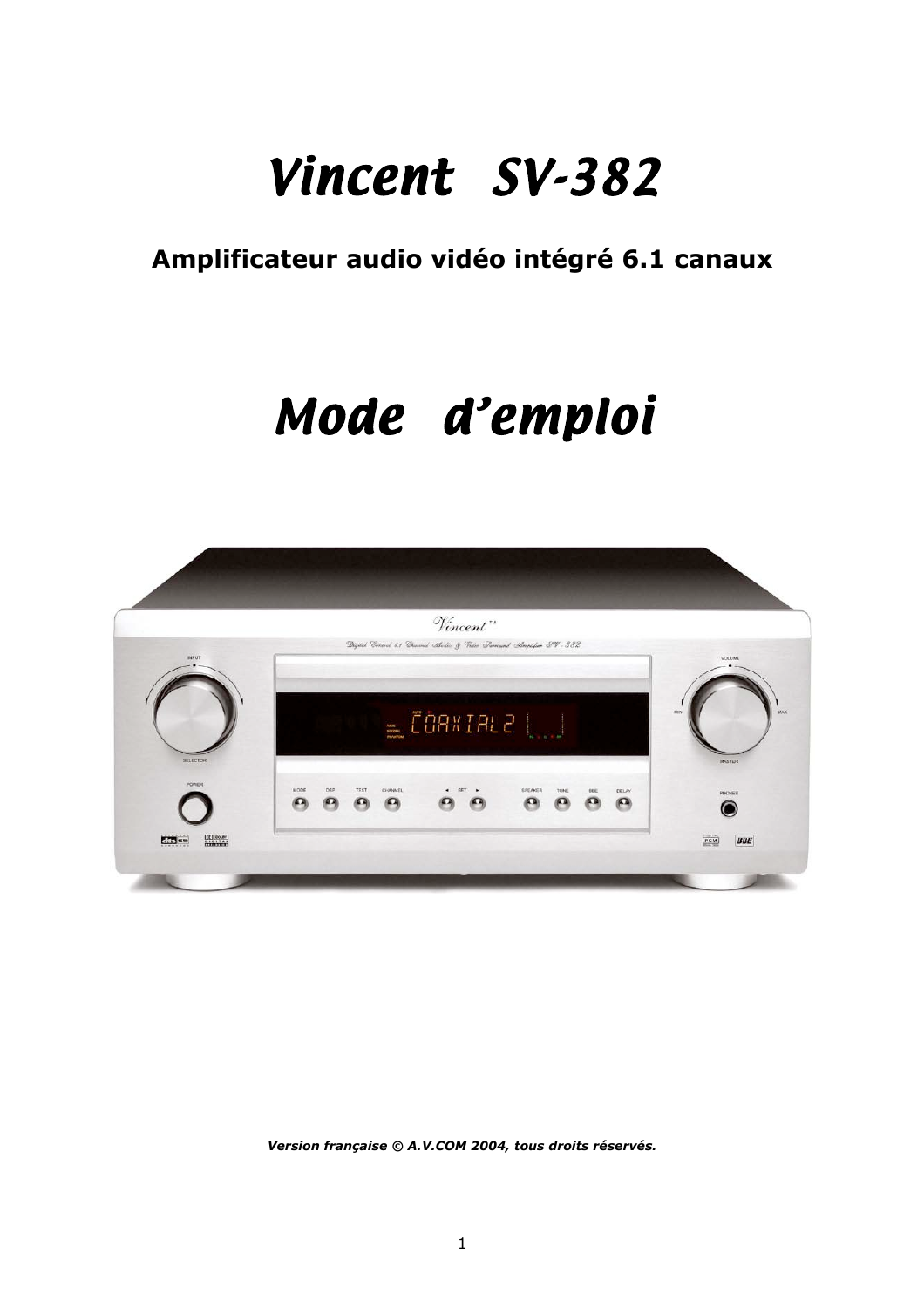# Vincent SV-382

**Amplificateur audio vidéo intégré 6.1 canaux**

# Mode d'emploi

***Version française © A.V.COM 2004, tous droits réservés.***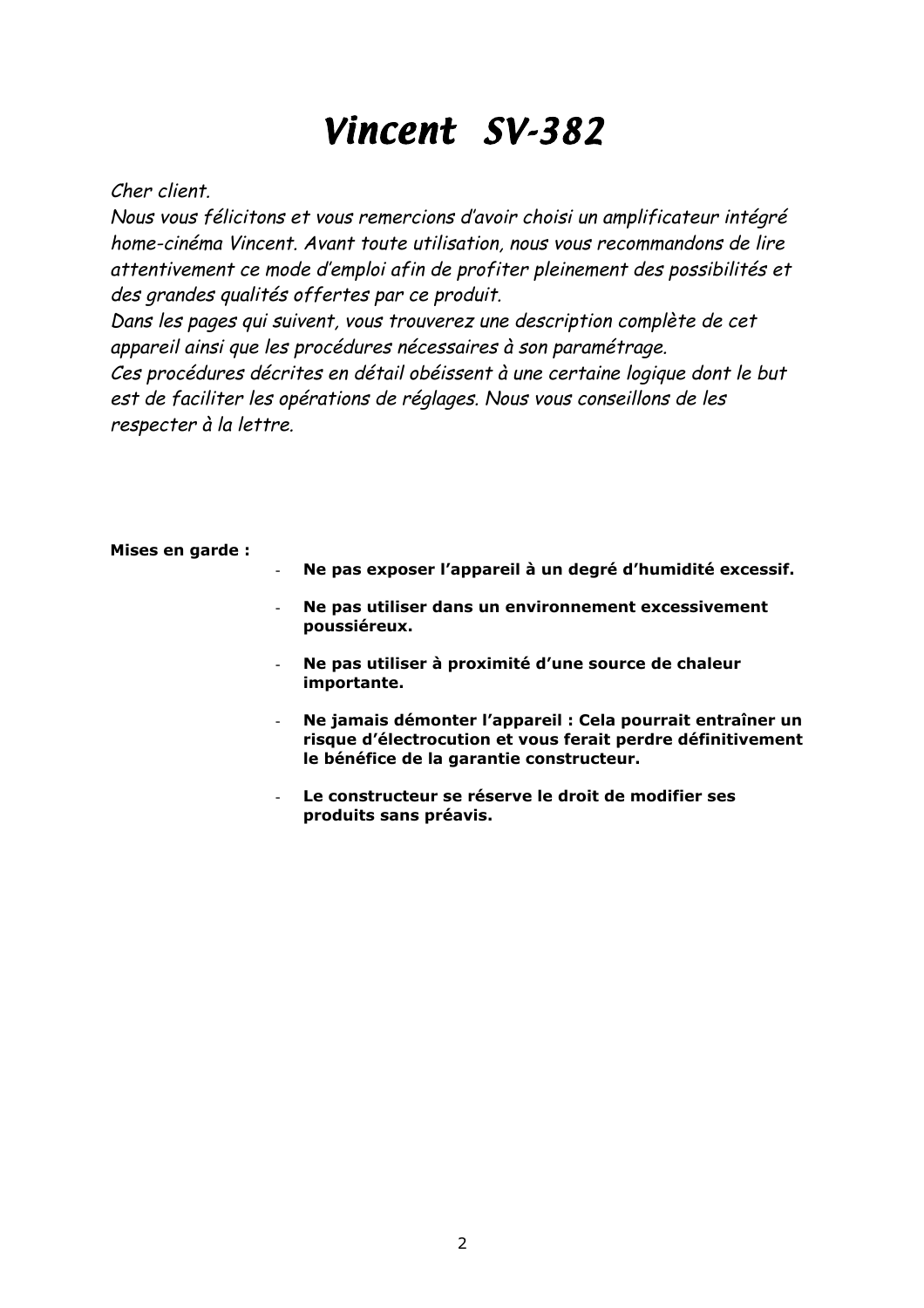# Vincent SV-382

*Cher client.*
*Nous vous félicitons et vous remercions d'avoir choisi un amplificateur intégré home-cinéma Vincent. Avant toute utilisation, nous vous recommandons de lire attentivement ce mode d'emploi afin de profiter pleinement des possibilités et des grandes qualités offertes par ce produit.*
*Dans les pages qui suivent, vous trouverez une description complète de cet appareil ainsi que les procédures nécessaires à son paramétrage.*
*Ces procédures décrites en détail obéissent à une certaine logique dont le but est de faciliter les opérations de réglages. Nous vous conseillons de les respecter à la lettre.*

**Mises en garde :**

- **Ne pas exposer l'appareil à un degré d'humidité excessif.**
- **Ne pas utiliser dans un environnement excessivement poussiéreux.**
- **Ne pas utiliser à proximité d'une source de chaleur importante.**
- **Ne jamais démonter l'appareil : Cela pourrait entraîner un risque d'électrocution et vous ferait perdre définitivement le bénéfice de la garantie constructeur.**
- **Le constructeur se réserve le droit de modifier ses produits sans préavis.**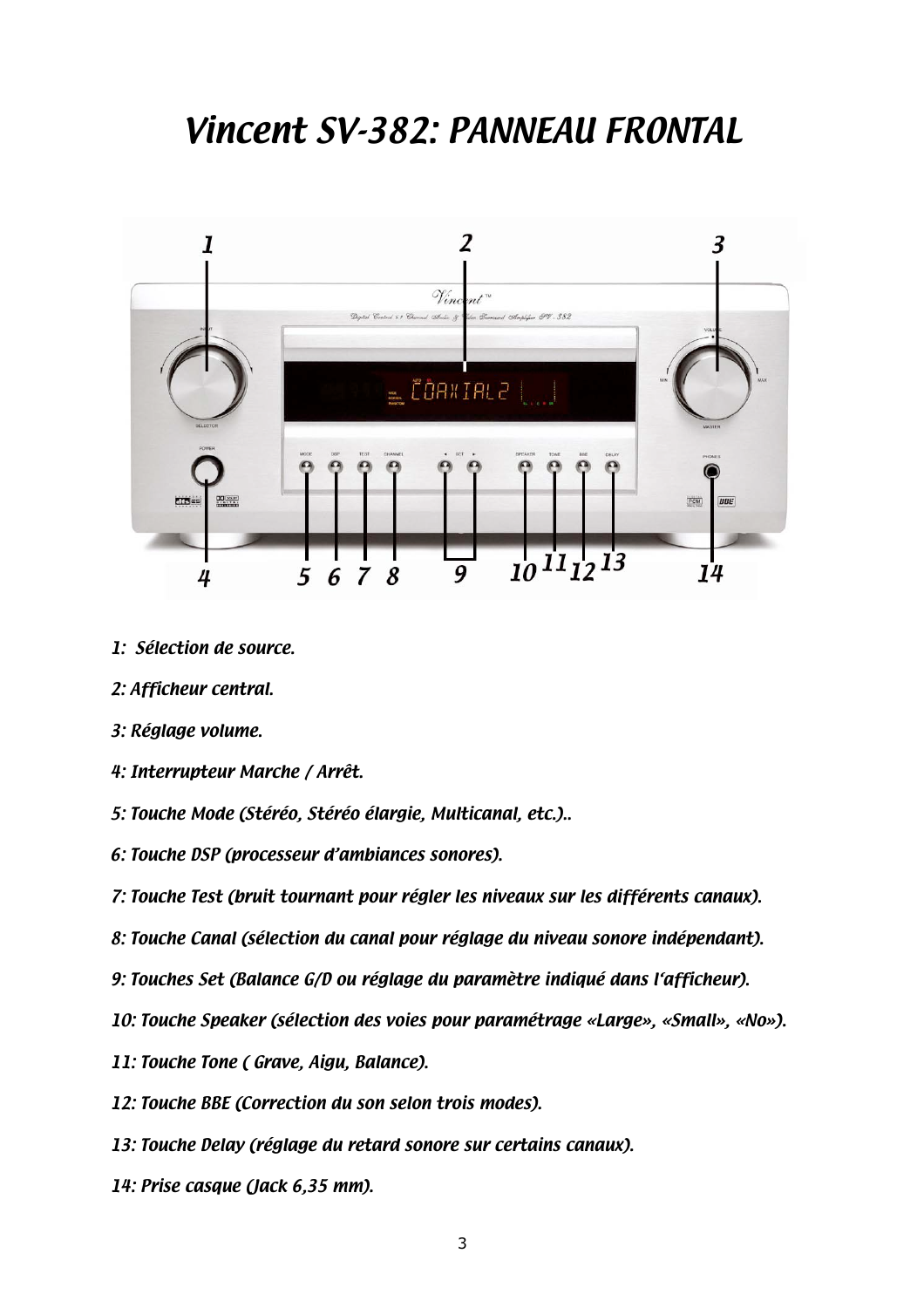# Vincent SV-382: PANNEAU FR0NTAL

*1: Sélection de source.*

*2: Afficheur central.*

*3: Réglage volume.*

*4: Interrupteur Marche / Arrêt.*

*5: Touche Mode (Stéréo, Stéréo élargie, Multicanal, etc.)..*

*6: Touche DSP (processeur d'ambiances sonores).*

*7: Touche Test (bruit tournant pour régler les niveaux sur les différents canaux).*

*8: Touche Canal (sélection du canal pour réglage du niveau sonore indépendant).*

*9: Touches Set (Balance G/D ou réglage du paramètre indiqué dans l'afficheur).*

*10: Touche Speaker (sélection des voies pour paramétrage «Large», «Small», «No»).*

*11: Touche Tone ( Grave, Aigu, Balance).*

*12: Touche BBE (Correction du son selon trois modes).*

*13: Touche Delay (réglage du retard sonore sur certains canaux).*

*14: Prise casque (Jack 6,35 mm).*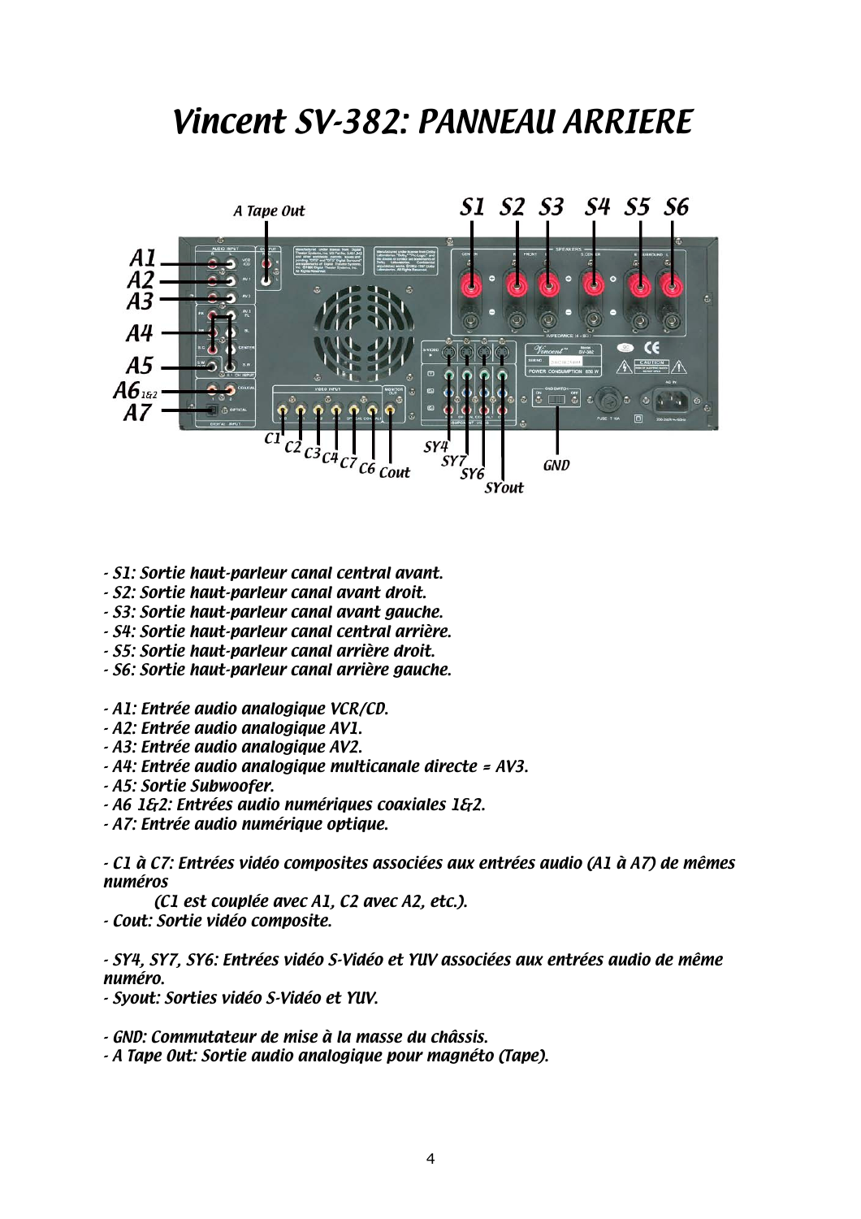# Vincent SV-382: PANNEAU ARRIERE

- S1: Sortie haut-parleur canal central avant.
- S2: Sortie haut-parleur canal avant droit.
- S3: Sortie haut-parleur canal avant gauche.
- S4: Sortie haut-parleur canal central arrière.
- S5: Sortie haut-parleur canal arrière droit.
- S6: Sortie haut-parleur canal arrière gauche.

- A1: Entrée audio analogique VCR/CD.
- A2: Entrée audio analogique AV1.
- A3: Entrée audio analogique AV2.
- A4: Entrée audio analogique multicanale directe = AV3.
- A5: Sortie Subwoofer.
- A6 1&2: Entrées audio numériques coaxiales 1&2.
- A7: Entrée audio numérique optique.

- C1 à C7: Entrées vidéo composites associées aux entrées audio (A1 à A7) de mêmes numéros
  (C1 est couplée avec A1, C2 avec A2, etc.).
- Cout: Sortie vidéo composite.

- SY4, SY7, SY6: Entrées vidéo S-Vidéo et YUV associées aux entrées audio de même numéro.
- Syout: Sorties vidéo S-Vidéo et YUV.

- GND: Commutateur de mise à la masse du châssis.
- A Tape Out: Sortie audio analogique pour magnéto (Tape).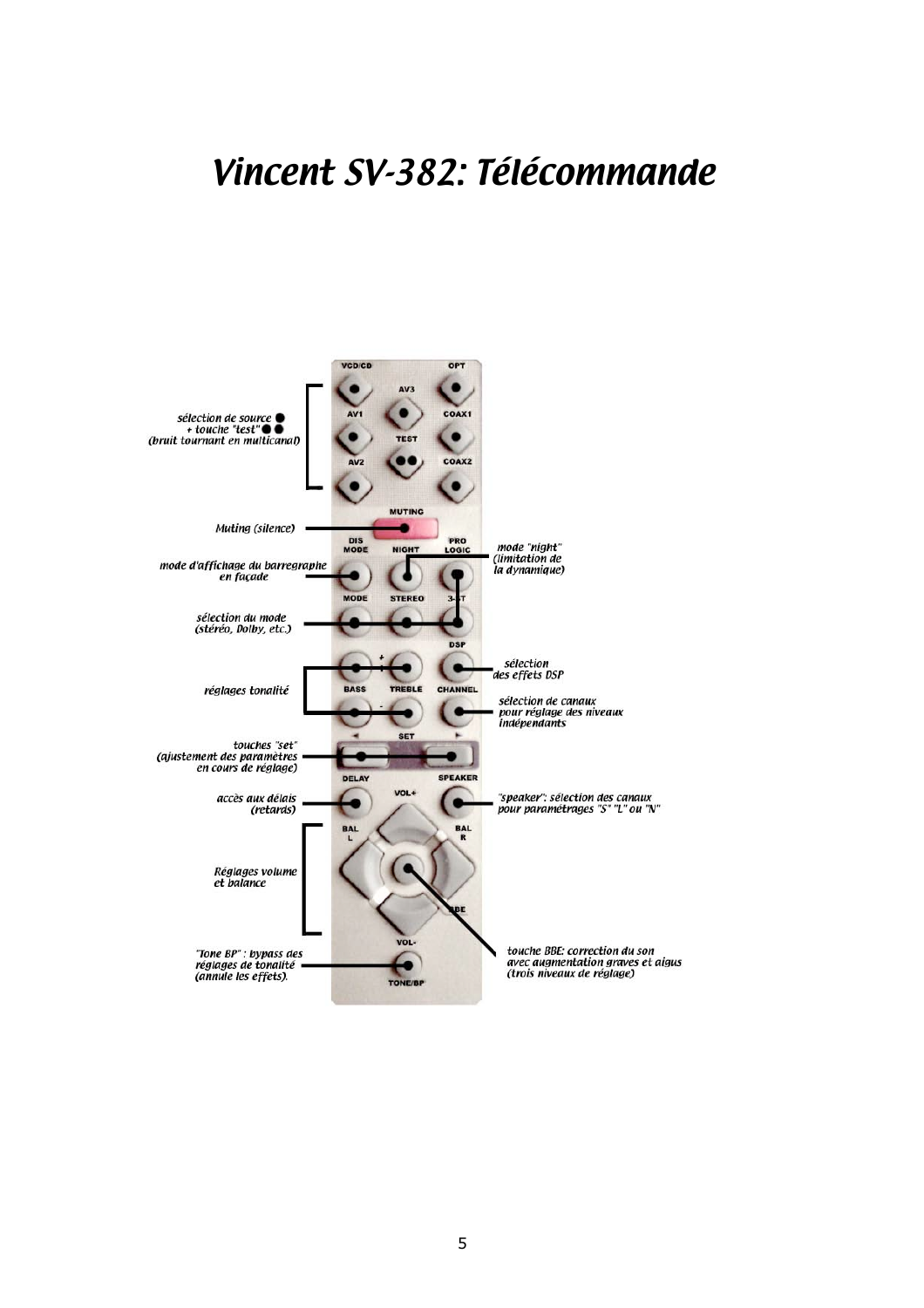# Vincent SV-382: Télécommande

sélection de source ●
+ touche "test" ●●
(bruit tournant en multicanal)

Muting (silence)

mode d'affichage du barregraphe en façade

mode "night" (limitation de la dynamique)

sélection du mode (stéréo, Dolby, etc.)

sélection des effets DSP

réglages tonalité

sélection de canaux pour réglage des niveaux indépendants

touches "set" (ajustement des paramètres en cours de réglage)

accès aux délais (retards)

"speaker": sélection des canaux pour paramétrages "S" "L" ou "N"

Réglages volume et balance

"Tone BP" : bypass des réglages de tonalité (annule les effets).

touche BBE: correction du son avec augmentation graves et aigus (trois niveaux de réglage)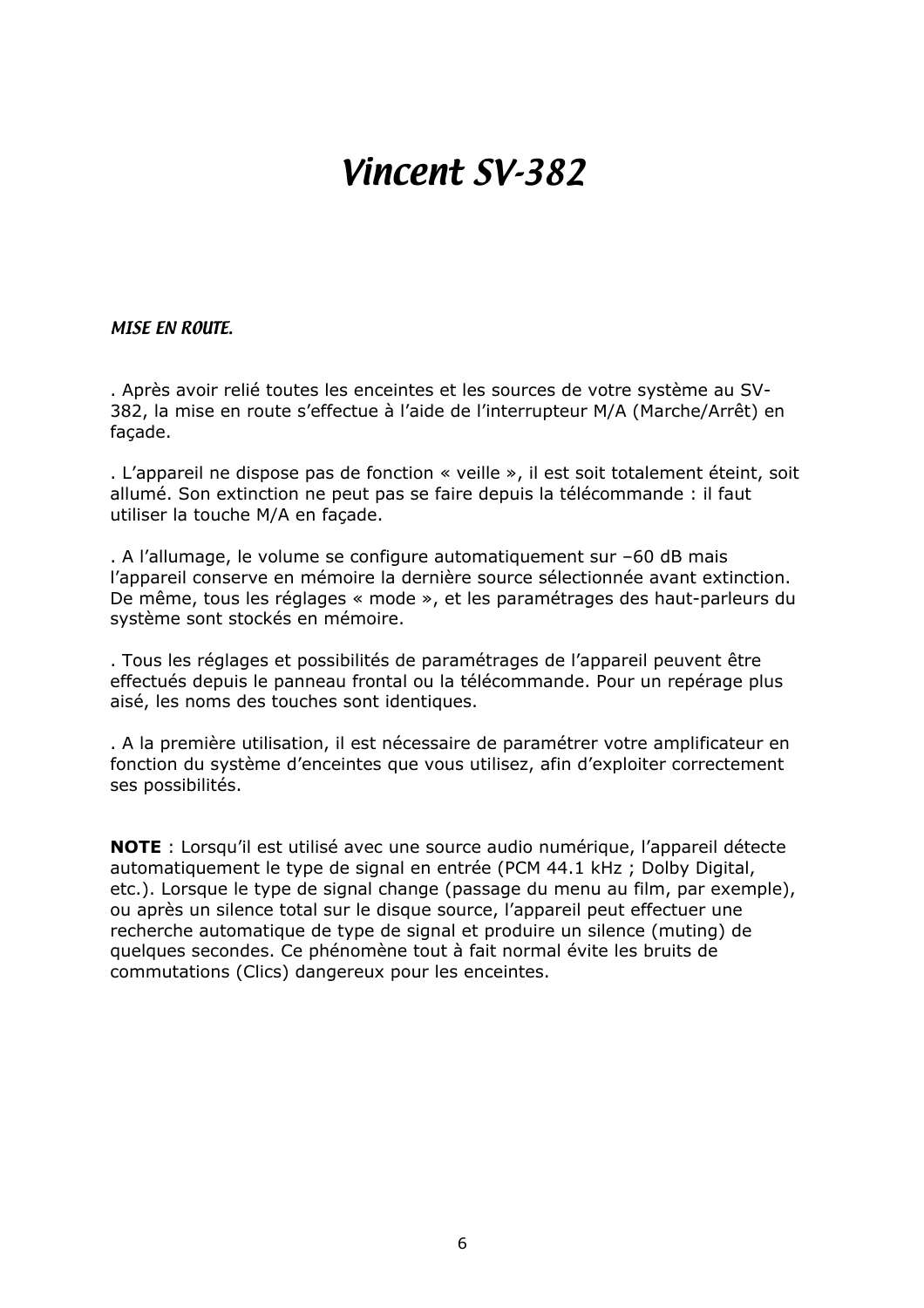# Vincent SV-382

## MISE EN ROUTE.

. Après avoir relié toutes les enceintes et les sources de votre système au SV-382, la mise en route s'effectue à l'aide de l'interrupteur M/A (Marche/Arrêt) en façade.

. L'appareil ne dispose pas de fonction « veille », il est soit totalement éteint, soit allumé. Son extinction ne peut pas se faire depuis la télécommande : il faut utiliser la touche M/A en façade.

. A l'allumage, le volume se configure automatiquement sur –60 dB mais l'appareil conserve en mémoire la dernière source sélectionnée avant extinction. De même, tous les réglages « mode », et les paramétrages des haut-parleurs du système sont stockés en mémoire.

. Tous les réglages et possibilités de paramétrages de l'appareil peuvent être effectués depuis le panneau frontal ou la télécommande. Pour un repérage plus aisé, les noms des touches sont identiques.

. A la première utilisation, il est nécessaire de paramétrer votre amplificateur en fonction du système d'enceintes que vous utilisez, afin d'exploiter correctement ses possibilités.

**NOTE** : Lorsqu'il est utilisé avec une source audio numérique, l'appareil détecte automatiquement le type de signal en entrée (PCM 44.1 kHz ; Dolby Digital, etc.). Lorsque le type de signal change (passage du menu au film, par exemple), ou après un silence total sur le disque source, l'appareil peut effectuer une recherche automatique de type de signal et produire un silence (muting) de quelques secondes. Ce phénomène tout à fait normal évite les bruits de commutations (Clics) dangereux pour les enceintes.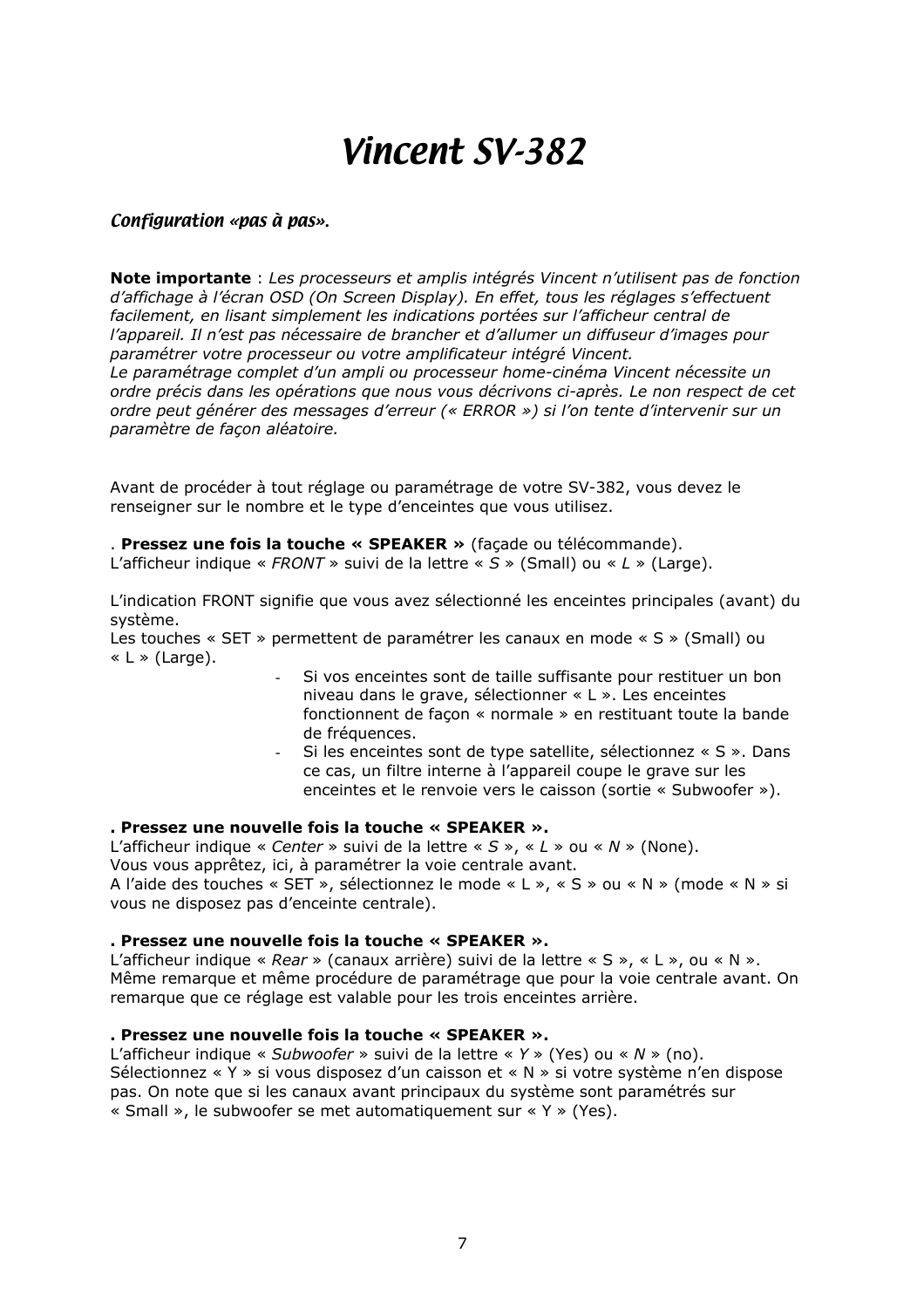# *Vincent SV-382*

### *Configuration «pas à pas».*

**Note importante** : *Les processeurs et amplis intégrés Vincent n'utilisent pas de fonction d'affichage à l'écran OSD (On Screen Display). En effet, tous les réglages s'effectuent facilement, en lisant simplement les indications portées sur l'afficheur central de l'appareil. Il n'est pas nécessaire de brancher et d'allumer un diffuseur d'images pour paramétrer votre processeur ou votre amplificateur intégré Vincent.*
*Le paramétrage complet d'un ampli ou processeur home-cinéma Vincent nécessite un ordre précis dans les opérations que nous vous décrivons ci-après. Le non respect de cet ordre peut générer des messages d'erreur (« ERROR ») si l'on tente d'intervenir sur un paramètre de façon aléatoire.*

Avant de procéder à tout réglage ou paramétrage de votre SV-382, vous devez le renseigner sur le nombre et le type d'enceintes que vous utilisez.

. **Pressez une fois la touche « SPEAKER »** (façade ou télécommande).
L'afficheur indique « *FRONT* » suivi de la lettre « *S* » (Small) ou « *L* » (Large).

L'indication FRONT signifie que vous avez sélectionné les enceintes principales (avant) du système.
Les touches « SET » permettent de paramétrer les canaux en mode « S » (Small) ou « L » (Large).

- Si vos enceintes sont de taille suffisante pour restituer un bon niveau dans le grave, sélectionner « L ». Les enceintes fonctionnent de façon « normale » en restituant toute la bande de fréquences.
- Si les enceintes sont de type satellite, sélectionnez « S ». Dans ce cas, un filtre interne à l'appareil coupe le grave sur les enceintes et le renvoie vers le caisson (sortie « Subwoofer »).

**. Pressez une nouvelle fois la touche « SPEAKER ».**
L'afficheur indique « *Center* » suivi de la lettre « *S* », « *L* » ou « *N* » (None).
Vous vous apprêtez, ici, à paramétrer la voie centrale avant.
A l'aide des touches « SET », sélectionnez le mode « L », « S » ou « N » (mode « N » si vous ne disposez pas d'enceinte centrale).

**. Pressez une nouvelle fois la touche « SPEAKER ».**
L'afficheur indique « *Rear* » (canaux arrière) suivi de la lettre « S », « L », ou « N ».
Même remarque et même procédure de paramétrage que pour la voie centrale avant. On remarque que ce réglage est valable pour les trois enceintes arrière.

**. Pressez une nouvelle fois la touche « SPEAKER ».**
L'afficheur indique « *Subwoofer* » suivi de la lettre « *Y* » (Yes) ou « *N* » (no).
Sélectionnez « Y » si vous disposez d'un caisson et « N » si votre système n'en dispose pas. On note que si les canaux avant principaux du système sont paramétrés sur « Small », le subwoofer se met automatiquement sur « Y » (Yes).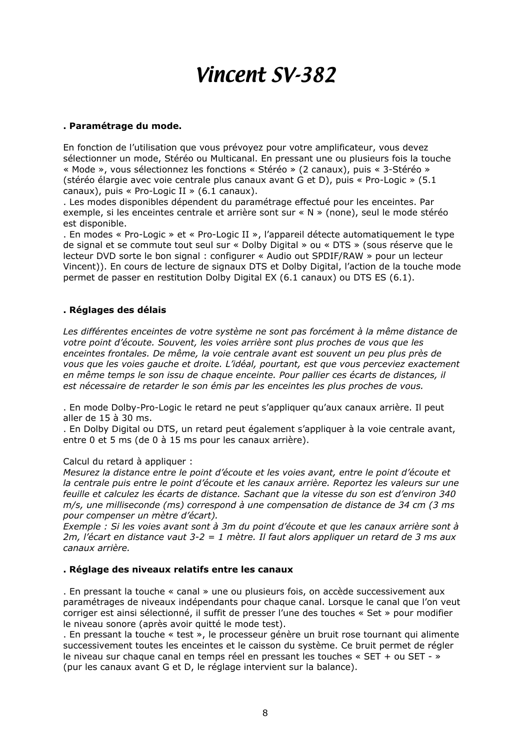# Vincent SV-382

**. Paramétrage du mode.**

En fonction de l'utilisation que vous prévoyez pour votre amplificateur, vous devez sélectionner un mode, Stéréo ou Multicanal. En pressant une ou plusieurs fois la touche « Mode », vous sélectionnez les fonctions « Stéréo » (2 canaux), puis « 3-Stéréo » (stéréo élargie avec voie centrale plus canaux avant G et D), puis « Pro-Logic » (5.1 canaux), puis « Pro-Logic II » (6.1 canaux).
. Les modes disponibles dépendent du paramétrage effectué pour les enceintes. Par exemple, si les enceintes centrale et arrière sont sur « N » (none), seul le mode stéréo est disponible.
. En modes « Pro-Logic » et « Pro-Logic II », l'appareil détecte automatiquement le type de signal et se commute tout seul sur « Dolby Digital » ou « DTS » (sous réserve que le lecteur DVD sorte le bon signal : configurer « Audio out SPDIF/RAW » pour un lecteur Vincent)). En cours de lecture de signaux DTS et Dolby Digital, l'action de la touche mode permet de passer en restitution Dolby Digital EX (6.1 canaux) ou DTS ES (6.1).

**. Réglages des délais**

*Les différentes enceintes de votre système ne sont pas forcément à la même distance de votre point d'écoute. Souvent, les voies arrière sont plus proches de vous que les enceintes frontales. De même, la voie centrale avant est souvent un peu plus près de vous que les voies gauche et droite. L'idéal, pourtant, est que vous perceviez exactement en même temps le son issu de chaque enceinte. Pour pallier ces écarts de distances, il est nécessaire de retarder le son émis par les enceintes les plus proches de vous.*

. En mode Dolby-Pro-Logic le retard ne peut s'appliquer qu'aux canaux arrière. Il peut aller de 15 à 30 ms.
. En Dolby Digital ou DTS, un retard peut également s'appliquer à la voie centrale avant, entre 0 et 5 ms (de 0 à 15 ms pour les canaux arrière).

Calcul du retard à appliquer :
*Mesurez la distance entre le point d'écoute et les voies avant, entre le point d'écoute et la centrale puis entre le point d'écoute et les canaux arrière. Reportez les valeurs sur une feuille et calculez les écarts de distance. Sachant que la vitesse du son est d'environ 340 m/s, une milliseconde (ms) correspond à une compensation de distance de 34 cm (3 ms pour compenser un mètre d'écart).*
*Exemple : Si les voies avant sont à 3m du point d'écoute et que les canaux arrière sont à 2m, l'écart en distance vaut 3-2 = 1 mètre. Il faut alors appliquer un retard de 3 ms aux canaux arrière.*

**. Réglage des niveaux relatifs entre les canaux**

. En pressant la touche « canal » une ou plusieurs fois, on accède successivement aux paramétrages de niveaux indépendants pour chaque canal. Lorsque le canal que l'on veut corriger est ainsi sélectionné, il suffit de presser l'une des touches « Set » pour modifier le niveau sonore (après avoir quitté le mode test).
. En pressant la touche « test », le processeur génère un bruit rose tournant qui alimente successivement toutes les enceintes et le caisson du système. Ce bruit permet de régler le niveau sur chaque canal en temps réel en pressant les touches « SET + ou SET - » (pur les canaux avant G et D, le réglage intervient sur la balance).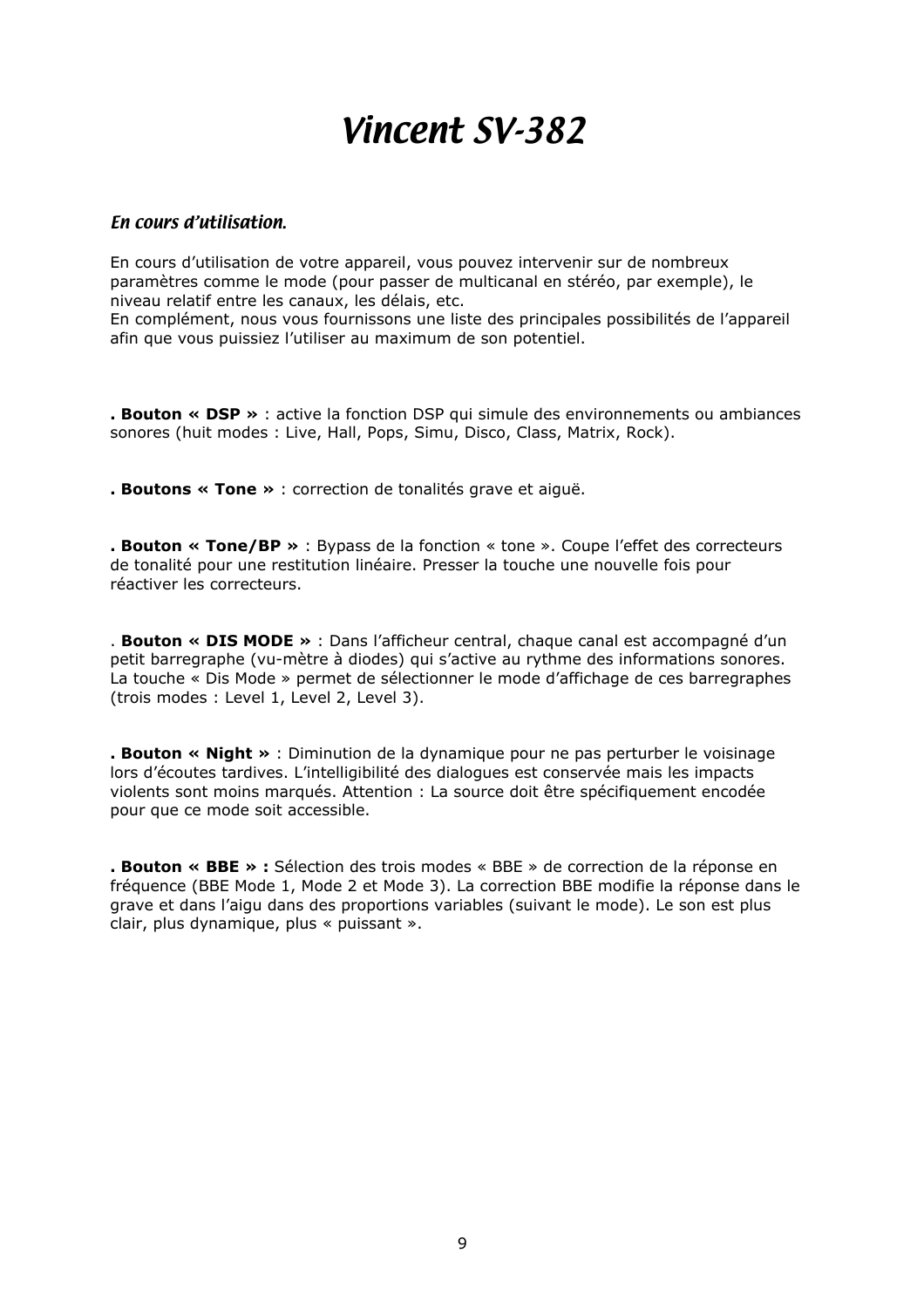# *Vincent SV-382*

## *En cours d'utilisation.*

En cours d'utilisation de votre appareil, vous pouvez intervenir sur de nombreux paramètres comme le mode (pour passer de multicanal en stéréo, par exemple), le niveau relatif entre les canaux, les délais, etc.
En complément, nous vous fournissons une liste des principales possibilités de l'appareil afin que vous puissiez l'utiliser au maximum de son potentiel.

**. Bouton « DSP »** : active la fonction DSP qui simule des environnements ou ambiances sonores (huit modes : Live, Hall, Pops, Simu, Disco, Class, Matrix, Rock).

**. Boutons « Tone »** : correction de tonalités grave et aiguë.

**. Bouton « Tone/BP »** : Bypass de la fonction « tone ». Coupe l'effet des correcteurs de tonalité pour une restitution linéaire. Presser la touche une nouvelle fois pour réactiver les correcteurs.

. **Bouton « DIS MODE »** : Dans l'afficheur central, chaque canal est accompagné d'un petit barregraphe (vu-mètre à diodes) qui s'active au rythme des informations sonores. La touche « Dis Mode » permet de sélectionner le mode d'affichage de ces barregraphes (trois modes : Level 1, Level 2, Level 3).

**. Bouton « Night »** : Diminution de la dynamique pour ne pas perturber le voisinage lors d'écoutes tardives. L'intelligibilité des dialogues est conservée mais les impacts violents sont moins marqués. Attention : La source doit être spécifiquement encodée pour que ce mode soit accessible.

**. Bouton « BBE » :** Sélection des trois modes « BBE » de correction de la réponse en fréquence (BBE Mode 1, Mode 2 et Mode 3). La correction BBE modifie la réponse dans le grave et dans l'aigu dans des proportions variables (suivant le mode). Le son est plus clair, plus dynamique, plus « puissant ».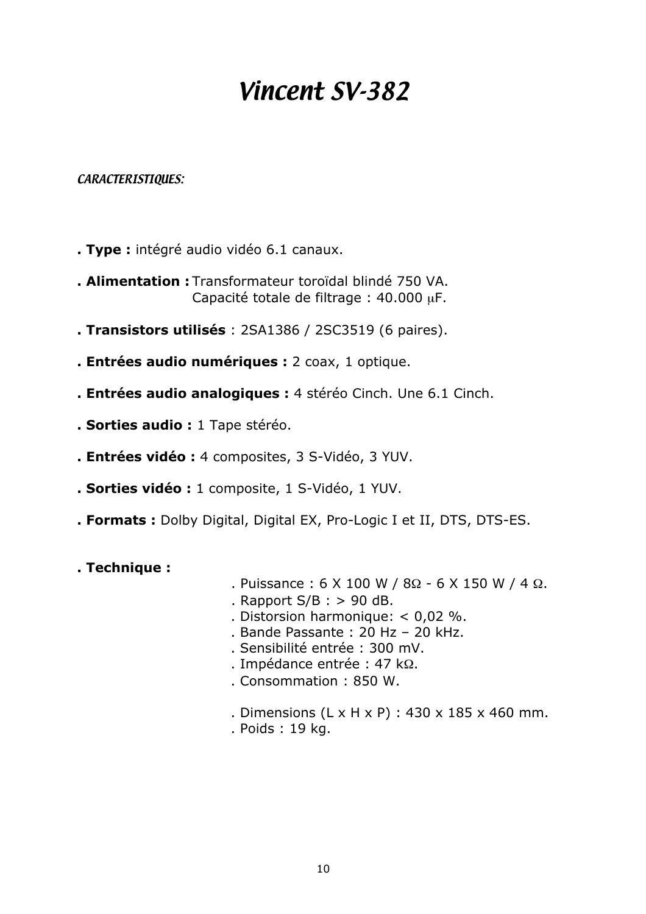# Vincent SV-382

***CARACTERISTIQUES:***

**. Type :** intégré audio vidéo 6.1 canaux.

**. Alimentation :** Transformateur toroïdal blindé 750 VA.
Capacité totale de filtrage : 40.000 μF.

**. Transistors utilisés** : 2SA1386 / 2SC3519 (6 paires).

**. Entrées audio numériques :** 2 coax, 1 optique.

**. Entrées audio analogiques :** 4 stéréo Cinch. Une 6.1 Cinch.

**. Sorties audio :** 1 Tape stéréo.

**. Entrées vidéo :** 4 composites, 3 S-Vidéo, 3 YUV.

**. Sorties vidéo :** 1 composite, 1 S-Vidéo, 1 YUV.

**. Formats :** Dolby Digital, Digital EX, Pro-Logic I et II, DTS, DTS-ES.

**. Technique :**

. Puissance : 6 X 100 W / 8Ω - 6 X 150 W / 4 Ω.
. Rapport S/B : > 90 dB.
. Distorsion harmonique: < 0,02 %.
. Bande Passante : 20 Hz – 20 kHz.
. Sensibilité entrée : 300 mV.
. Impédance entrée : 47 kΩ.
. Consommation : 850 W.

. Dimensions (L x H x P) : 430 x 185 x 460 mm.
. Poids : 19 kg.